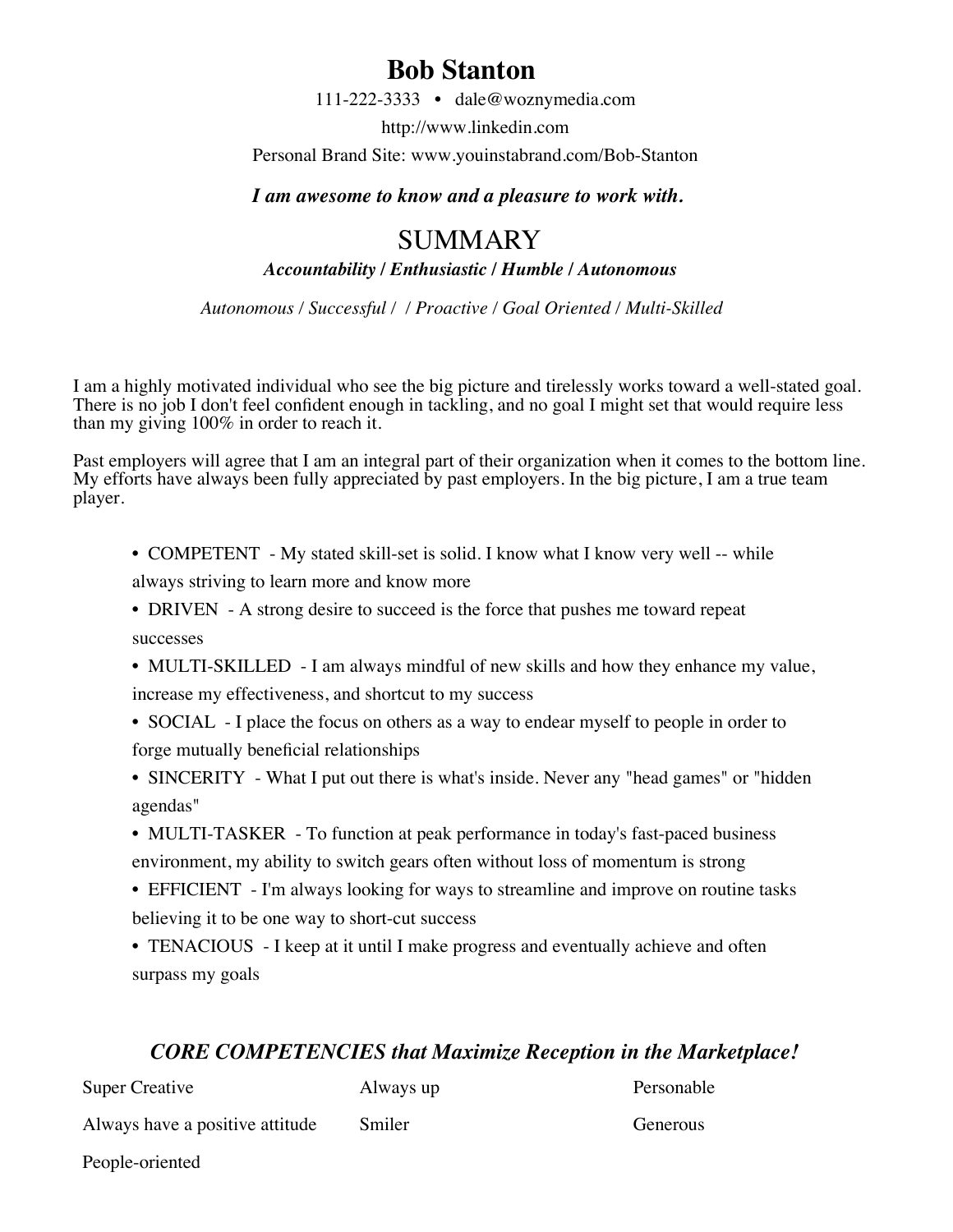# Bob Stanton

111-222-3333 • dale@woznymedia.com

http://www.linkedin.com

Personal Brand Site: www.youinstabrand.com/Bob-Stanton

***I am awesome to know and a pleasure to work with.***

## SUMMARY

***Accountability / Enthusiastic / Humble / Autonomous***

*Autonomous / Successful /  / Proactive / Goal Oriented / Multi-Skilled*

I am a highly motivated individual who see the big picture and tirelessly works toward a well-stated goal. There is no job I don't feel confident enough in tackling, and no goal I might set that would require less than my giving 100% in order to reach it.

Past employers will agree that I am an integral part of their organization when it comes to the bottom line. My efforts have always been fully appreciated by past employers. In the big picture, I am a true team player.

- COMPETENT - My stated skill-set is solid. I know what I know very well -- while always striving to learn more and know more
- DRIVEN - A strong desire to succeed is the force that pushes me toward repeat successes
- MULTI-SKILLED - I am always mindful of new skills and how they enhance my value, increase my effectiveness, and shortcut to my success
- SOCIAL - I place the focus on others as a way to endear myself to people in order to forge mutually beneficial relationships
- SINCERITY - What I put out there is what's inside. Never any "head games" or "hidden agendas"
- MULTI-TASKER - To function at peak performance in today's fast-paced business environment, my ability to switch gears often without loss of momentum is strong
- EFFICIENT - I'm always looking for ways to streamline and improve on routine tasks believing it to be one way to short-cut success
- TENACIOUS - I keep at it until I make progress and eventually achieve and often surpass my goals

### *CORE COMPETENCIES that Maximize Reception in the Marketplace!*

| | | |
|---|---|---|
| Super Creative | Always up | Personable |
| Always have a positive attitude | Smiler | Generous |
| People-oriented | | |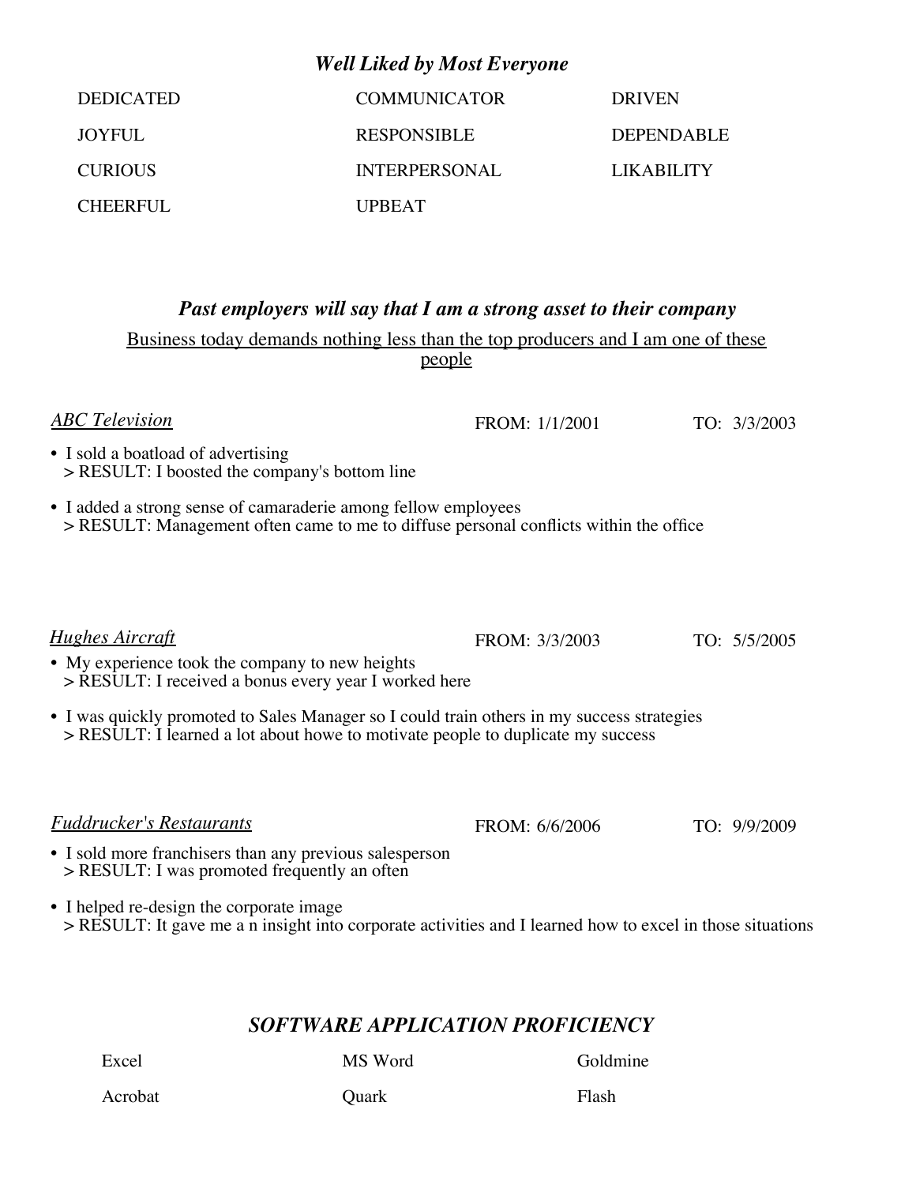### *Well Liked by Most Everyone*

| | | |
|---|---|---|
| DEDICATED | COMMUNICATOR | DRIVEN |
| JOYFUL | RESPONSIBLE | DEPENDABLE |
| CURIOUS | INTERPERSONAL | LIKABILITY |
| CHEERFUL | UPBEAT | |

### *Past employers will say that I am a strong asset to their company*

<u>Business today demands nothing less than the top producers and I am one of these people</u>

*<u>ABC Television</u>* FROM: 1/1/2001 TO: 3/3/2003

- I sold a boatload of advertising
  > RESULT: I boosted the company's bottom line
- I added a strong sense of camaraderie among fellow employees
  > RESULT: Management often came to me to diffuse personal conflicts within the office

*<u>Hughes Aircraft</u>* FROM: 3/3/2003 TO: 5/5/2005

- My experience took the company to new heights
  > RESULT: I received a bonus every year I worked here
- I was quickly promoted to Sales Manager so I could train others in my success strategies
  > RESULT: I learned a lot about howe to motivate people to duplicate my success

*<u>Fuddrucker's Restaurants</u>* FROM: 6/6/2006 TO: 9/9/2009

- I sold more franchisers than any previous salesperson
  > RESULT: I was promoted frequently an often
- I helped re-design the corporate image
  > RESULT: It gave me a n insight into corporate activities and I learned how to excel in those situations

### *SOFTWARE APPLICATION PROFICIENCY*

| | | |
|---|---|---|
| Excel | MS Word | Goldmine |
| Acrobat | Quark | Flash |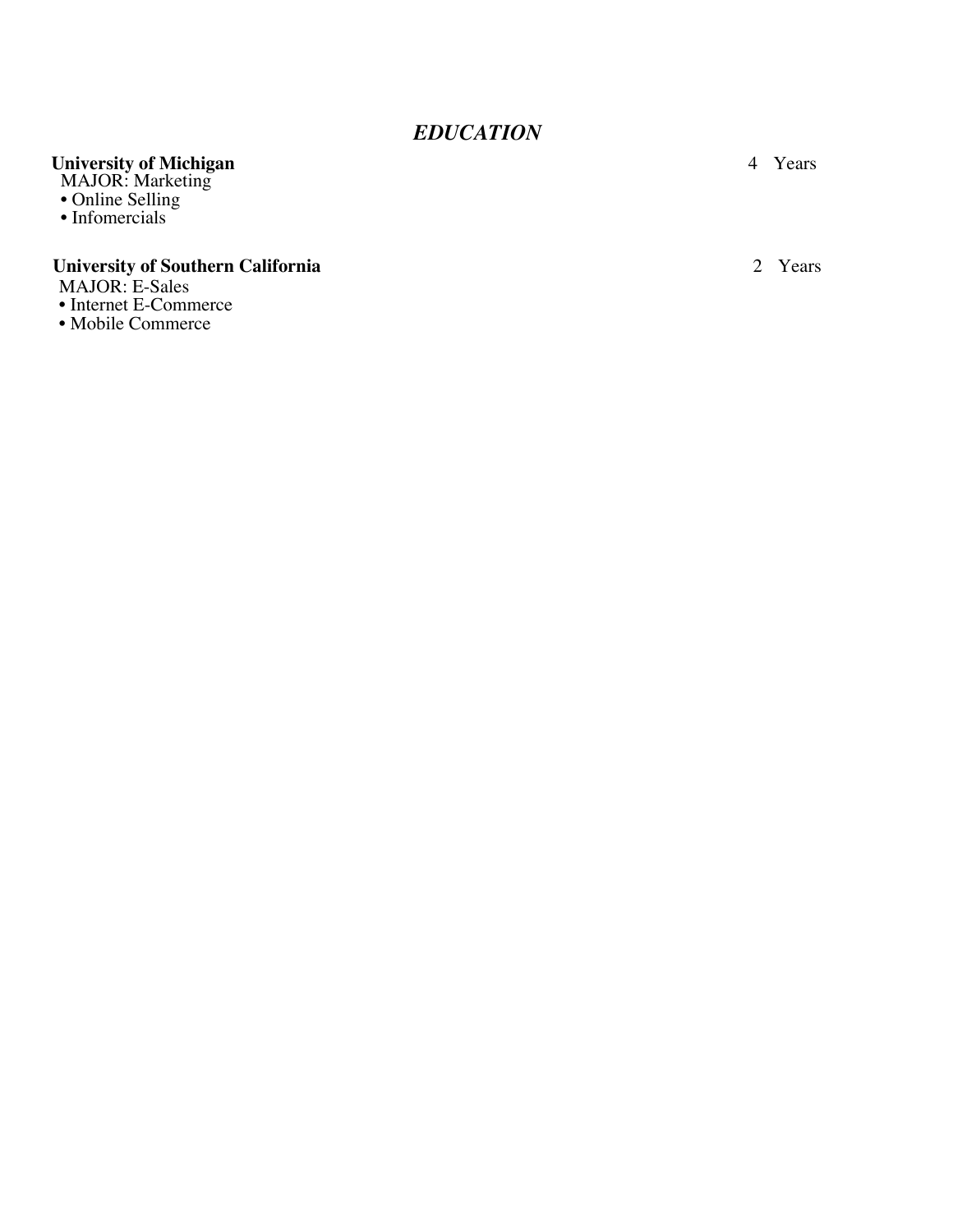## *EDUCATION*

**University of Michigan** 4 Years

MAJOR: Marketing

- Online Selling
- Infomercials

**University of Southern California** 2 Years

MAJOR: E-Sales

- Internet E-Commerce
- Mobile Commerce